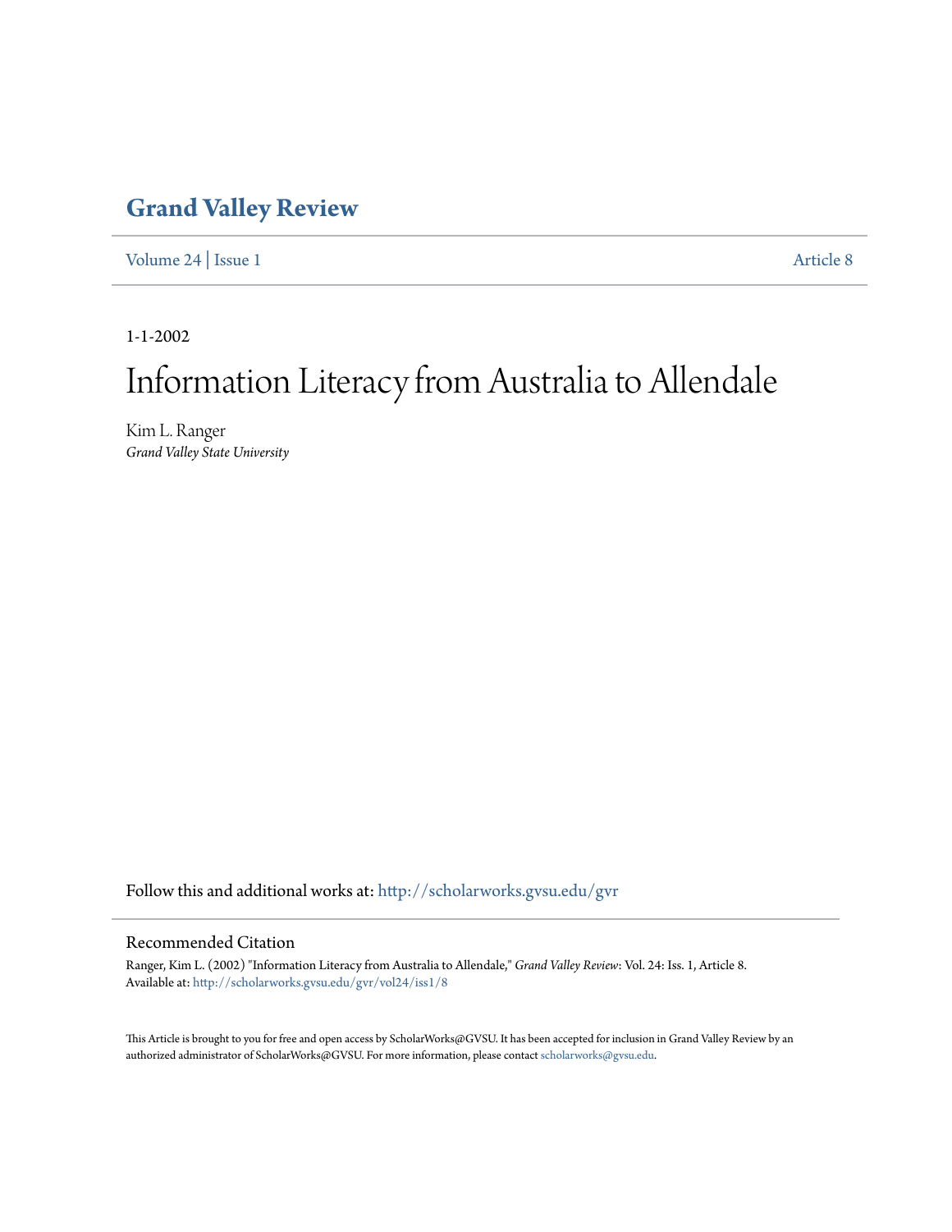# Grand Valley Review

Volume 24 | Issue 1 Article 8

1-1-2002

# Information Literacy from Australia to Allendale

Kim L. Ranger
*Grand Valley State University*

Follow this and additional works at: http://scholarworks.gvsu.edu/gvr

## Recommended Citation

Ranger, Kim L. (2002) "Information Literacy from Australia to Allendale," *Grand Valley Review*: Vol. 24: Iss. 1, Article 8.
Available at: http://scholarworks.gvsu.edu/gvr/vol24/iss1/8

This Article is brought to you for free and open access by ScholarWorks@GVSU. It has been accepted for inclusion in Grand Valley Review by an authorized administrator of ScholarWorks@GVSU. For more information, please contact scholarworks@gvsu.edu.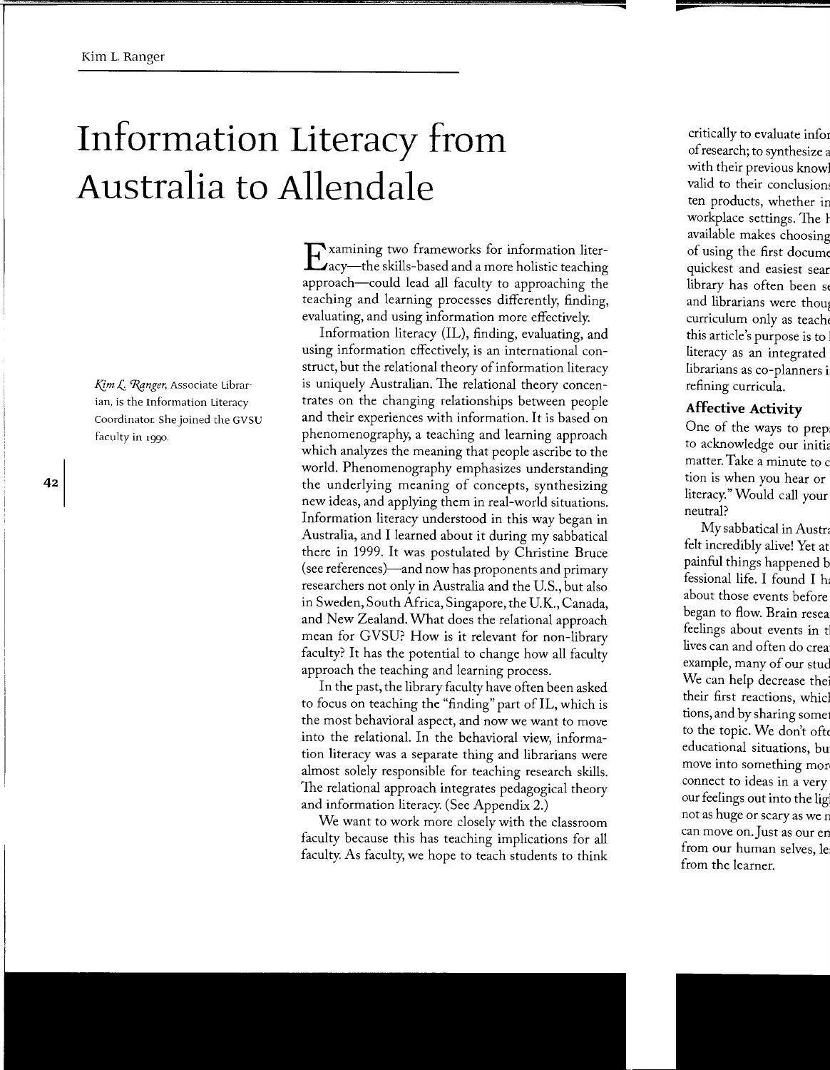# Information Literacy from Australia to Allendale

*Kim L. Ranger*, Associate Librarian, is the Information Literacy Coordinator. She joined the GVSU faculty in 1990.

Examining two frameworks for information literacy—the skills-based and a more holistic teaching approach—could lead all faculty to approaching the teaching and learning processes differently, finding, evaluating, and using information more effectively.

Information literacy (IL), finding, evaluating, and using information effectively, is an international construct, but the relational theory of information literacy is uniquely Australian. The relational theory concentrates on the changing relationships between people and their experiences with information. It is based on phenomenography, a teaching and learning approach which analyzes the meaning that people ascribe to the world. Phenomenography emphasizes understanding the underlying meaning of concepts, synthesizing new ideas, and applying them in real-world situations. Information literacy understood in this way began in Australia, and I learned about it during my sabbatical there in 1999. It was postulated by Christine Bruce (see references)—and now has proponents and primary researchers not only in Australia and the U.S., but also in Sweden, South Africa, Singapore, the U.K., Canada, and New Zealand. What does the relational approach mean for GVSU? How is it relevant for non-library faculty? It has the potential to change how all faculty approach the teaching and learning process.

In the past, the library faculty have often been asked to focus on teaching the "finding" part of IL, which is the most behavioral aspect, and now we want to move into the relational. In the behavioral view, information literacy was a separate thing and librarians were almost solely responsible for teaching research skills. The relational approach integrates pedagogical theory and information literacy. (See Appendix 2.)

We want to work more closely with the classroom faculty because this has teaching implications for all faculty. As faculty, we hope to teach students to think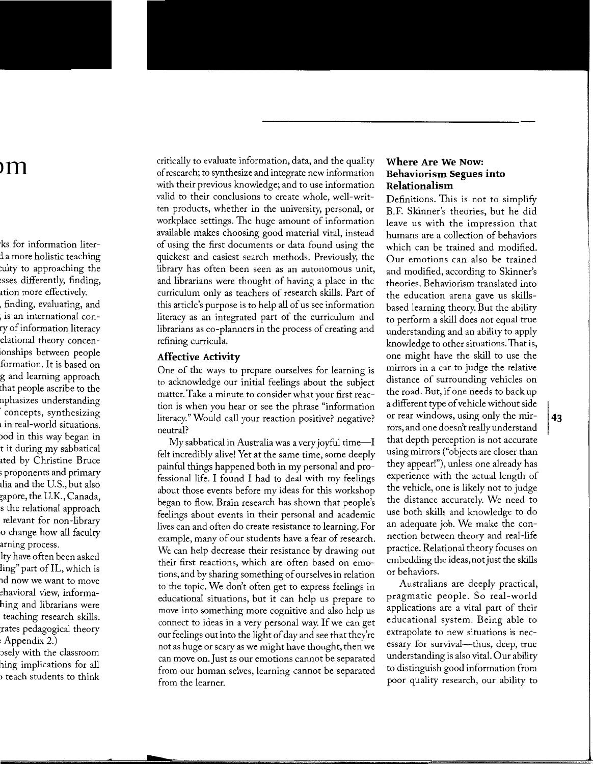critically to evaluate information, data, and the quality of research; to synthesize and integrate new information with their previous knowledge; and to use information valid to their conclusions to create whole, well-written products, whether in the university, personal, or workplace settings. The huge amount of information available makes choosing good material vital, instead of using the first documents or data found using the quickest and easiest search methods. Previously, the library has often been seen as an autonomous unit, and librarians were thought of having a place in the curriculum only as teachers of research skills. Part of this article's purpose is to help all of us see information literacy as an integrated part of the curriculum and librarians as co-planners in the process of creating and refining curricula.

## Affective Activity

One of the ways to prepare ourselves for learning is to acknowledge our initial feelings about the subject matter. Take a minute to consider what your first reaction is when you hear or see the phrase "information literacy." Would call your reaction positive? negative? neutral?

My sabbatical in Australia was a very joyful time—I felt incredibly alive! Yet at the same time, some deeply painful things happened both in my personal and professional life. I found I had to deal with my feelings about those events before my ideas for this workshop began to flow. Brain research has shown that people's feelings about events in their personal and academic lives can and often do create resistance to learning. For example, many of our students have a fear of research. We can help decrease their resistance by drawing out their first reactions, which are often based on emotions, and by sharing something of ourselves in relation to the topic. We don't often get to express feelings in educational situations, but it can help us prepare to move into something more cognitive and also help us connect to ideas in a very personal way. If we can get our feelings out into the light of day and see that they're not as huge or scary as we might have thought, then we can move on. Just as our emotions cannot be separated from our human selves, learning cannot be separated from the learner.

## Where Are We Now: Behaviorism Segues into Relationalism

Definitions. This is not to simplify B.F. Skinner's theories, but he did leave us with the impression that humans are a collection of behaviors which can be trained and modified. Our emotions can also be trained and modified, according to Skinner's theories. Behaviorism translated into the education arena gave us skills-based learning theory. But the ability to perform a skill does not equal true understanding and an ability to apply knowledge to other situations. That is, one might have the skill to use the mirrors in a car to judge the relative distance of surrounding vehicles on the road. But, if one needs to back up a different type of vehicle without side or rear windows, using only the mirrors, and one doesn't really understand that depth perception is not accurate using mirrors ("objects are closer than they appear!"), unless one already has experience with the actual length of the vehicle, one is likely not to judge the distance accurately. We need to use both skills and knowledge to do an adequate job. We make the connection between theory and real-life practice. Relational theory focuses on embedding the ideas, not just the skills or behaviors.

Australians are deeply practical, pragmatic people. So real-world applications are a vital part of their educational system. Being able to extrapolate to new situations is necessary for survival—thus, deep, true understanding is also vital. Our ability to distinguish good information from poor quality research, our ability to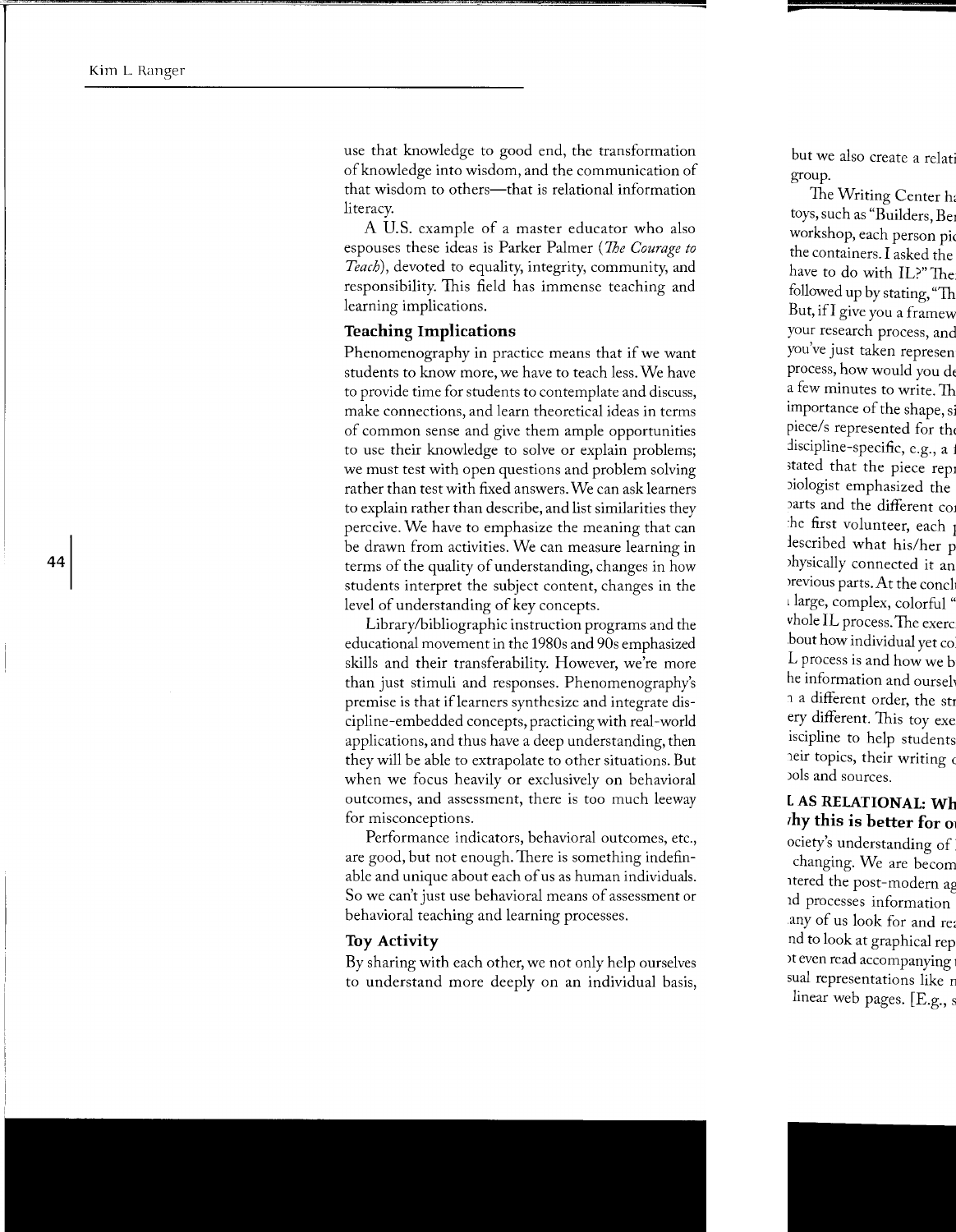use that knowledge to good end, the transformation of knowledge into wisdom, and the communication of that wisdom to others—that is relational information literacy.

A U.S. example of a master educator who also espouses these ideas is Parker Palmer (*The Courage to Teach*), devoted to equality, integrity, community, and responsibility. This field has immense teaching and learning implications.

### Teaching Implications

Phenomenography in practice means that if we want students to know more, we have to teach less. We have to provide time for students to contemplate and discuss, make connections, and learn theoretical ideas in terms of common sense and give them ample opportunities to use their knowledge to solve or explain problems; we must test with open questions and problem solving rather than test with fixed answers. We can ask learners to explain rather than describe, and list similarities they perceive. We have to emphasize the meaning that can be drawn from activities. We can measure learning in terms of the quality of understanding, changes in how students interpret the subject content, changes in the level of understanding of key concepts.

Library/bibliographic instruction programs and the educational movement in the 1980s and 90s emphasized skills and their transferability. However, we're more than just stimuli and responses. Phenomenography's premise is that if learners synthesize and integrate discipline-embedded concepts, practicing with real-world applications, and thus have a deep understanding, then they will be able to extrapolate to other situations. But when we focus heavily or exclusively on behavioral outcomes, and assessment, there is too much leeway for misconceptions.

Performance indicators, behavioral outcomes, etc., are good, but not enough. There is something indefinable and unique about each of us as human individuals. So we can't just use behavioral means of assessment or behavioral teaching and learning processes.

### Toy Activity

By sharing with each other, we not only help ourselves to understand more deeply on an individual basis,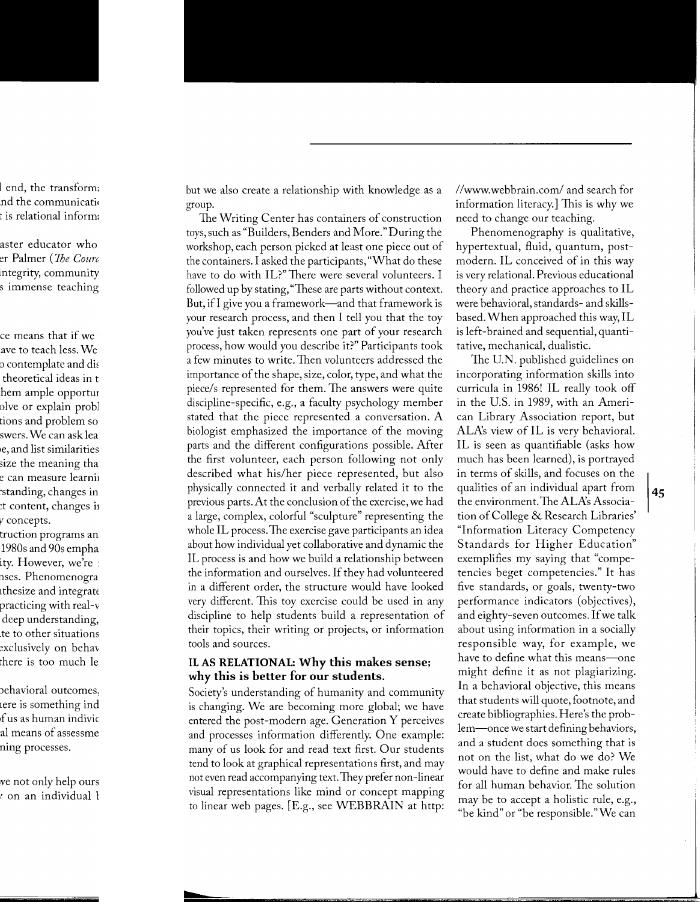but we also create a relationship with knowledge as a group.

The Writing Center has containers of construction toys, such as "Builders, Benders and More." During the workshop, each person picked at least one piece out of the containers. I asked the participants, "What do these have to do with IL?" There were several volunteers. I followed up by stating, "These are parts without context. But, if I give you a framework—and that framework is your research process, and then I tell you that the toy you've just taken represents one part of your research process, how would you describe it?" Participants took a few minutes to write. Then volunteers addressed the importance of the shape, size, color, type, and what the piece/s represented for them. The answers were quite discipline-specific, e.g., a faculty psychology member stated that the piece represented a conversation. A biologist emphasized the importance of the moving parts and the different configurations possible. After the first volunteer, each person following not only described what his/her piece represented, but also physically connected it and verbally related it to the previous parts. At the conclusion of the exercise, we had a large, complex, colorful "sculpture" representing the whole IL process. The exercise gave participants an idea about how individual yet collaborative and dynamic the IL process is and how we build a relationship between the information and ourselves. If they had volunteered in a different order, the structure would have looked very different. This toy exercise could be used in any discipline to help students build a representation of their topics, their writing or projects, or information tools and sources.

## IL AS RELATIONAL: Why this makes sense; why this is better for our students.

Society's understanding of humanity and community is changing. We are becoming more global; we have entered the post-modern age. Generation Y perceives and processes information differently. One example: many of us look for and read text first. Our students tend to look at graphical representations first, and may not even read accompanying text. They prefer non-linear visual representations like mind or concept mapping to linear web pages. [E.g., see WEBBRAIN at http://www.webbrain.com/ and search for information literacy.] This is why we need to change our teaching.

Phenomenography is qualitative, hypertextual, fluid, quantum, post-modern. IL conceived of in this way is very relational. Previous educational theory and practice approaches to IL were behavioral, standards- and skills-based. When approached this way, IL is left-brained and sequential, quantitative, mechanical, dualistic.

The U.N. published guidelines on incorporating information skills into curricula in 1986! IL really took off in the U.S. in 1989, with an American Library Association report, but ALA's view of IL is very behavioral. IL is seen as quantifiable (asks how much has been learned), is portrayed in terms of skills, and focuses on the qualities of an individual apart from the environment. The ALA's Association of College & Research Libraries' "Information Literacy Competency Standards for Higher Education" exemplifies my saying that "competencies beget competencies." It has five standards, or goals, twenty-two performance indicators (objectives), and eighty-seven outcomes. If we talk about using information in a socially responsible way, for example, we have to define what this means—one might define it as not plagiarizing. In a behavioral objective, this means that students will quote, footnote, and create bibliographies. Here's the problem—once we start defining behaviors, and a student does something that is not on the list, what do we do? We would have to define and make rules for all human behavior. The solution may be to accept a holistic rule, e.g., "be kind" or "be responsible." We can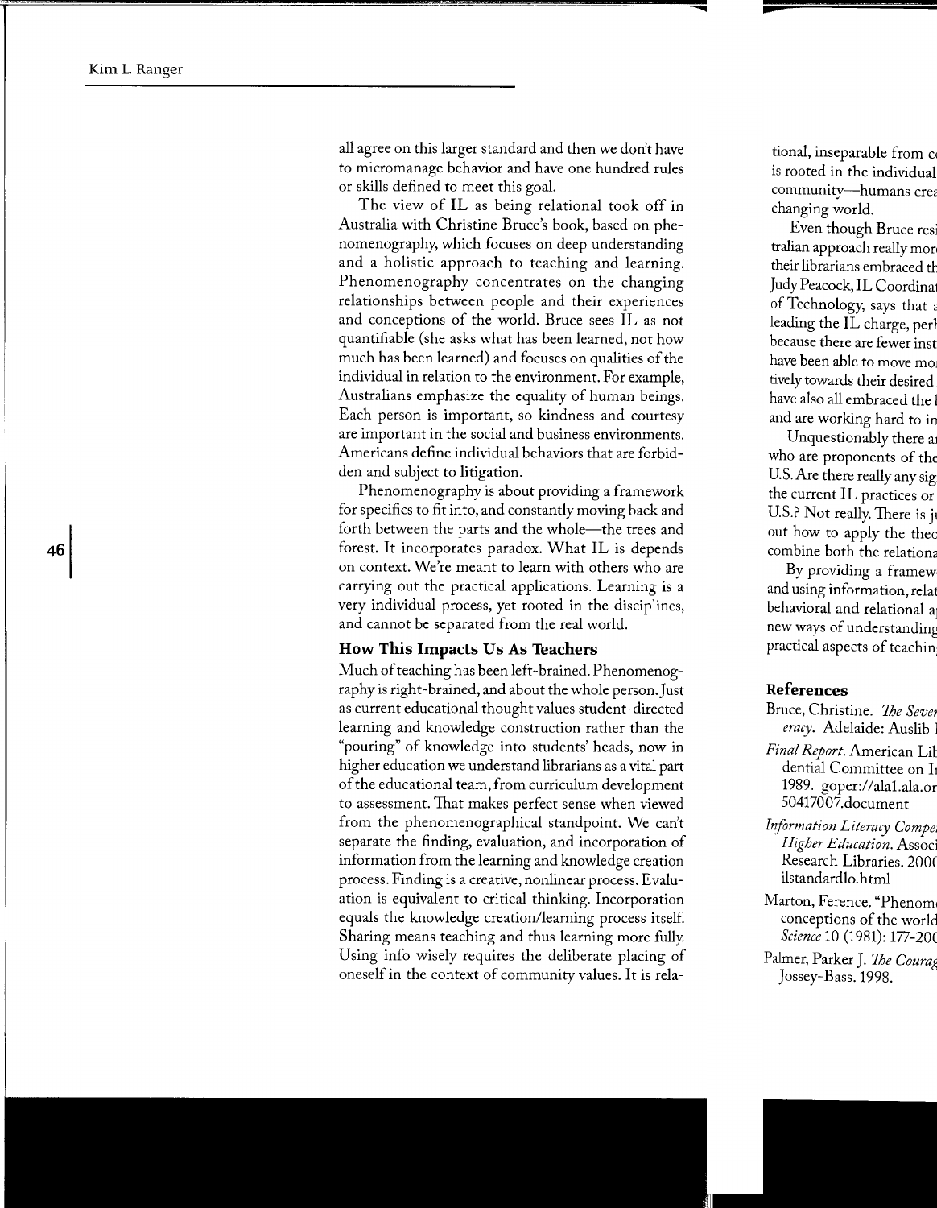all agree on this larger standard and then we don't have to micromanage behavior and have one hundred rules or skills defined to meet this goal.

The view of IL as being relational took off in Australia with Christine Bruce's book, based on phenomenography, which focuses on deep understanding and a holistic approach to teaching and learning. Phenomenography concentrates on the changing relationships between people and their experiences and conceptions of the world. Bruce sees IL as not quantifiable (she asks what has been learned, not how much has been learned) and focuses on qualities of the individual in relation to the environment. For example, Australians emphasize the equality of human beings. Each person is important, so kindness and courtesy are important in the social and business environments. Americans define individual behaviors that are forbidden and subject to litigation.

Phenomenography is about providing a framework for specifics to fit into, and constantly moving back and forth between the parts and the whole—the trees and forest. It incorporates paradox. What IL is depends on context. We're meant to learn with others who are carrying out the practical applications. Learning is a very individual process, yet rooted in the disciplines, and cannot be separated from the real world.

### How This Impacts Us As Teachers

Much of teaching has been left-brained. Phenomenography is right-brained, and about the whole person. Just as current educational thought values student-directed learning and knowledge construction rather than the "pouring" of knowledge into students' heads, now in higher education we understand librarians as a vital part of the educational team, from curriculum development to assessment. That makes perfect sense when viewed from the phenomenographical standpoint. We can't separate the finding, evaluation, and incorporation of information from the learning and knowledge creation process. Finding is a creative, nonlinear process. Evaluation is equivalent to critical thinking. Incorporation equals the knowledge creation/learning process itself. Sharing means teaching and thus learning more fully. Using info wisely requires the deliberate placing of oneself in the context of community values. It is relational, inseparable from c
is rooted in the individual
community—humans cre
changing world.

Even though Bruce res
tralian approach really mor
their librarians embraced t
Judy Peacock, IL Coordina
of Technology, says that
leading the IL charge, per
because there are fewer ins
have been able to move mo
tively towards their desired
have also all embraced the
and are working hard to in

Unquestionably there a
who are proponents of the
U.S. Are there really any sig
the current IL practices or
U.S.? Not really. There is j
out how to apply the the
combine both the relation

By providing a framew
and using information, rela
behavioral and relational a
new ways of understandin
practical aspects of teachin

### References

Bruce, Christine. *The Seve*
*eracy*. Adelaide: Auslib

*Final Report*. American Li
dential Committee on I
1989. goper://ala1.ala.or
50417007.document

*Information Literacy Compe*
*Higher Education*. Assoc
Research Libraries. 200
ilstandardlo.html

Marton, Ference. "Phenom
conceptions of the world
*Science* 10 (1981): 177-20

Palmer, Parker J. *The Coura*
Jossey-Bass. 1998.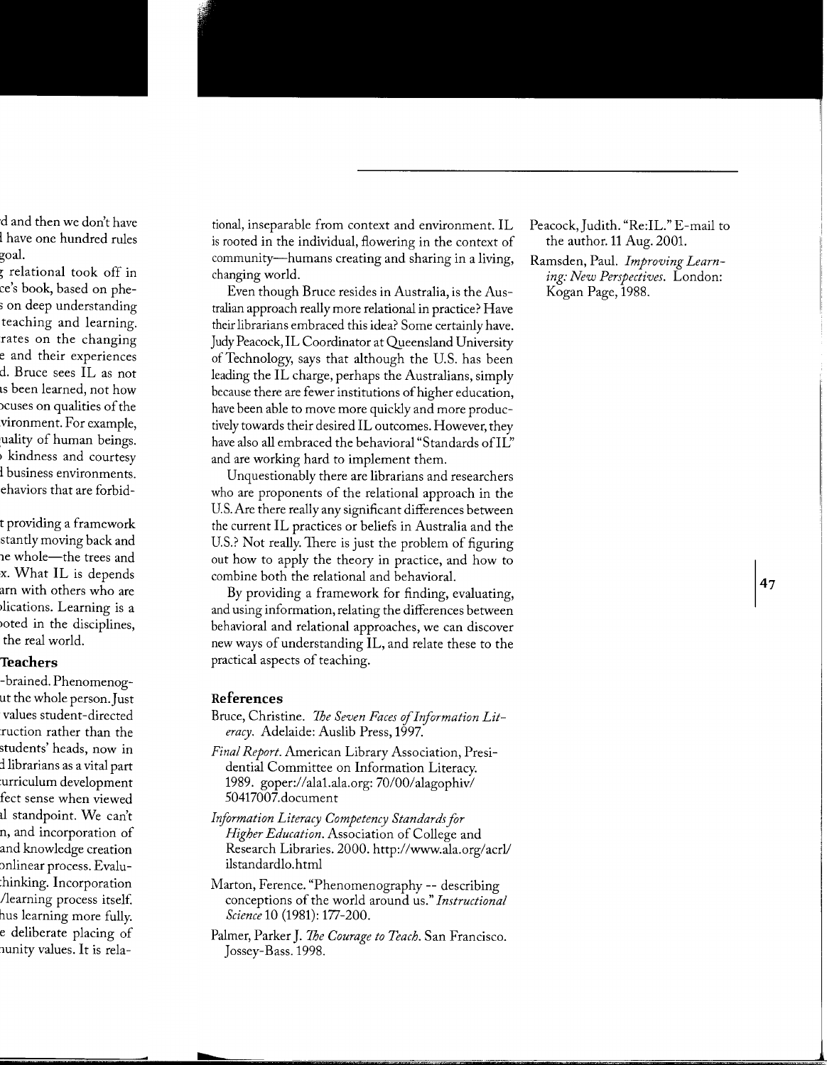tional, inseparable from context and environment. IL is rooted in the individual, flowering in the context of community—humans creating and sharing in a living, changing world.

Even though Bruce resides in Australia, is the Australian approach really more relational in practice? Have their librarians embraced this idea? Some certainly have. Judy Peacock, IL Coordinator at Queensland University of Technology, says that although the U.S. has been leading the IL charge, perhaps the Australians, simply because there are fewer institutions of higher education, have been able to move more quickly and more productively towards their desired IL outcomes. However, they have also all embraced the behavioral "Standards of IL" and are working hard to implement them.

Unquestionably there are librarians and researchers who are proponents of the relational approach in the U.S. Are there really any significant differences between the current IL practices or beliefs in Australia and the U.S.? Not really. There is just the problem of figuring out how to apply the theory in practice, and how to combine both the relational and behavioral.

By providing a framework for finding, evaluating, and using information, relating the differences between behavioral and relational approaches, we can discover new ways of understanding IL, and relate these to the practical aspects of teaching.

## References

Bruce, Christine. *The Seven Faces of Information Literacy.* Adelaide: Auslib Press, 1997.

*Final Report.* American Library Association, Presidential Committee on Information Literacy. 1989. goper://ala1.ala.org: 70/00/alagophiv/50417007.document

*Information Literacy Competency Standards for Higher Education.* Association of College and Research Libraries. 2000. http://www.ala.org/acrl/ilstandardlo.html

Marton, Ference. "Phenomenography -- describing conceptions of the world around us." *Instructional Science* 10 (1981): 177-200.

Palmer, Parker J. *The Courage to Teach.* San Francisco. Jossey-Bass. 1998.

Peacock, Judith. "Re:IL." E-mail to the author. 11 Aug. 2001.

Ramsden, Paul. *Improving Learning: New Perspectives.* London: Kogan Page, 1988.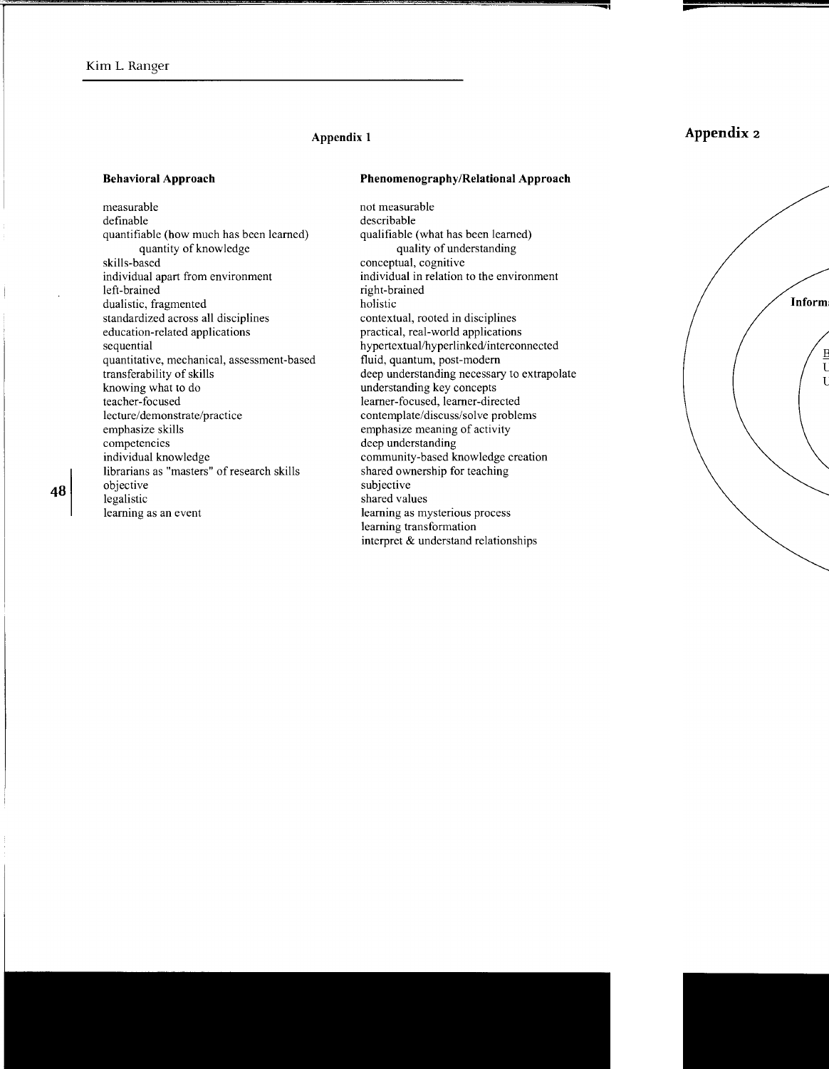## Appendix 1

| Behavioral Approach | Phenomenography/Relational Approach |
| --- | --- |
| measurable | not measurable |
| definable | describable |
| quantifiable (how much has been learned) | qualifiable (what has been learned) |
| quantity of knowledge | quality of understanding |
| skills-based | conceptual, cognitive |
| individual apart from environment | individual in relation to the environment |
| left-brained | right-brained |
| dualistic, fragmented | holistic |
| standardized across all disciplines | contextual, rooted in disciplines |
| education-related applications | practical, real-world applications |
| sequential | hypertextual/hyperlinked/interconnected |
| quantitative, mechanical, assessment-based | fluid, quantum, post-modern |
| transferability of skills | deep understanding necessary to extrapolate |
| knowing what to do | understanding key concepts |
| teacher-focused | learner-focused, learner-directed |
| lecture/demonstrate/practice | contemplate/discuss/solve problems |
| emphasize skills | emphasize meaning of activity |
| competencies | deep understanding |
| individual knowledge | community-based knowledge creation |
| librarians as "masters" of research skills | shared ownership for teaching |
| objective | subjective |
| legalistic | shared values |
| learning as an event | learning as mysterious process |
| | learning transformation |
| | interpret & understand relationships |

## Appendix 2

Inform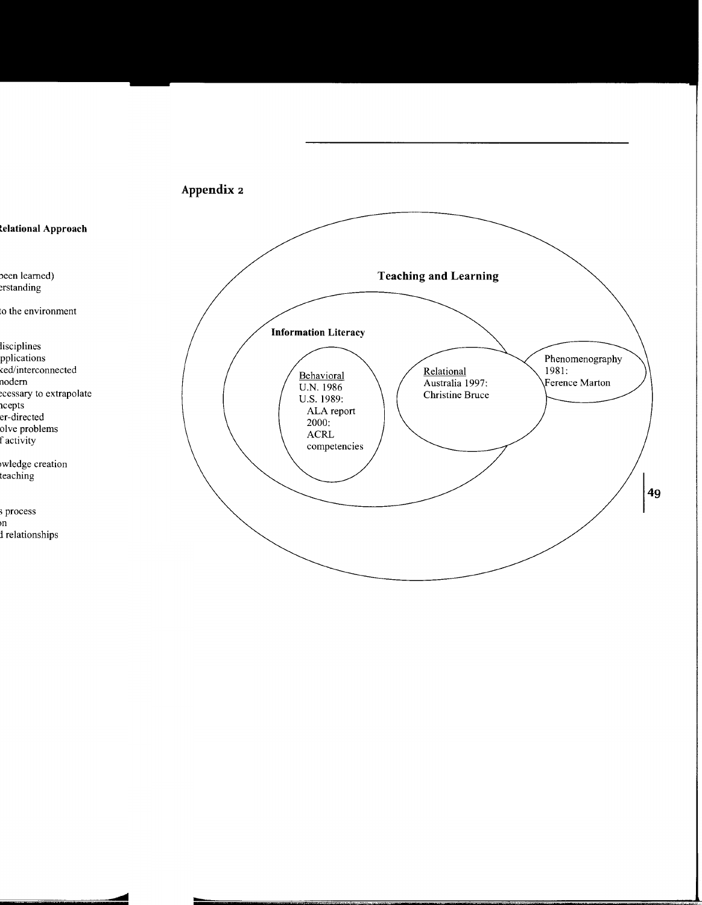## Appendix 2

Teaching and Learning

Information Literacy

Behavioral
U.N. 1986
U.S. 1989:
ALA report
2000:
ACRL
competencies

Relational
Australia 1997:
Christine Bruce

Phenomenography
1981:
Ference Marton